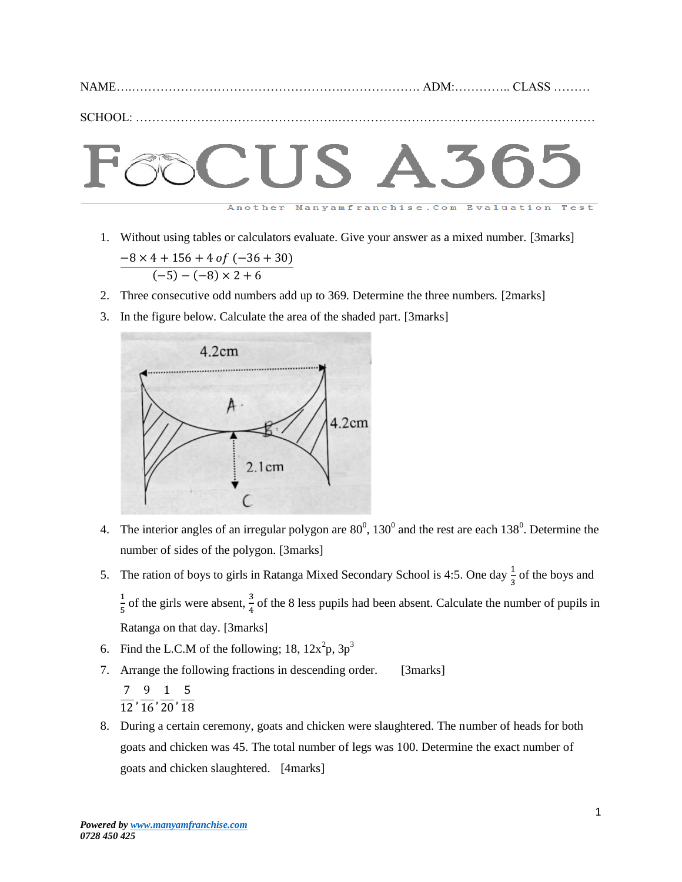NAME…………………………………………………………………. ADM:………….. CLASS ………

SCHOOL: ………………………………………………………………………………………………

FOCUS A365

Another Manyamfranchise.Com Evaluation Test

1. Without using tables or calculators evaluate. Give your answer as a mixed number. [3marks]

   $$\frac{-8 \times 4 + 156 + 4 \ of \ (-36 + 30)}{(-5) - (-8) \times 2 + 6}$$

2. Three consecutive odd numbers add up to 369. Determine the three numbers. [2marks]

3. In the figure below. Calculate the area of the shaded part. [3marks]

4. The interior angles of an irregular polygon are $80^0$, $130^0$ and the rest are each $138^0$. Determine the number of sides of the polygon. [3marks]

5. The ration of boys to girls in Ratanga Mixed Secondary School is 4:5. One day $\frac{1}{3}$ of the boys and $\frac{1}{5}$ of the girls were absent, $\frac{3}{4}$ of the 8 less pupils had been absent. Calculate the number of pupils in Ratanga on that day. [3marks]

6. Find the L.C.M of the following; 18, $12x^2p$, $3p^3$

7. Arrange the following fractions in descending order. [3marks]

   $$\frac{7}{12}, \frac{9}{16}, \frac{1}{20}, \frac{5}{18}$$

8. During a certain ceremony, goats and chicken were slaughtered. The number of heads for both goats and chicken was 45. The total number of legs was 100. Determine the exact number of goats and chicken slaughtered. [4marks]

*Powered by www.manyamfranchise.com*
*0728 450 425*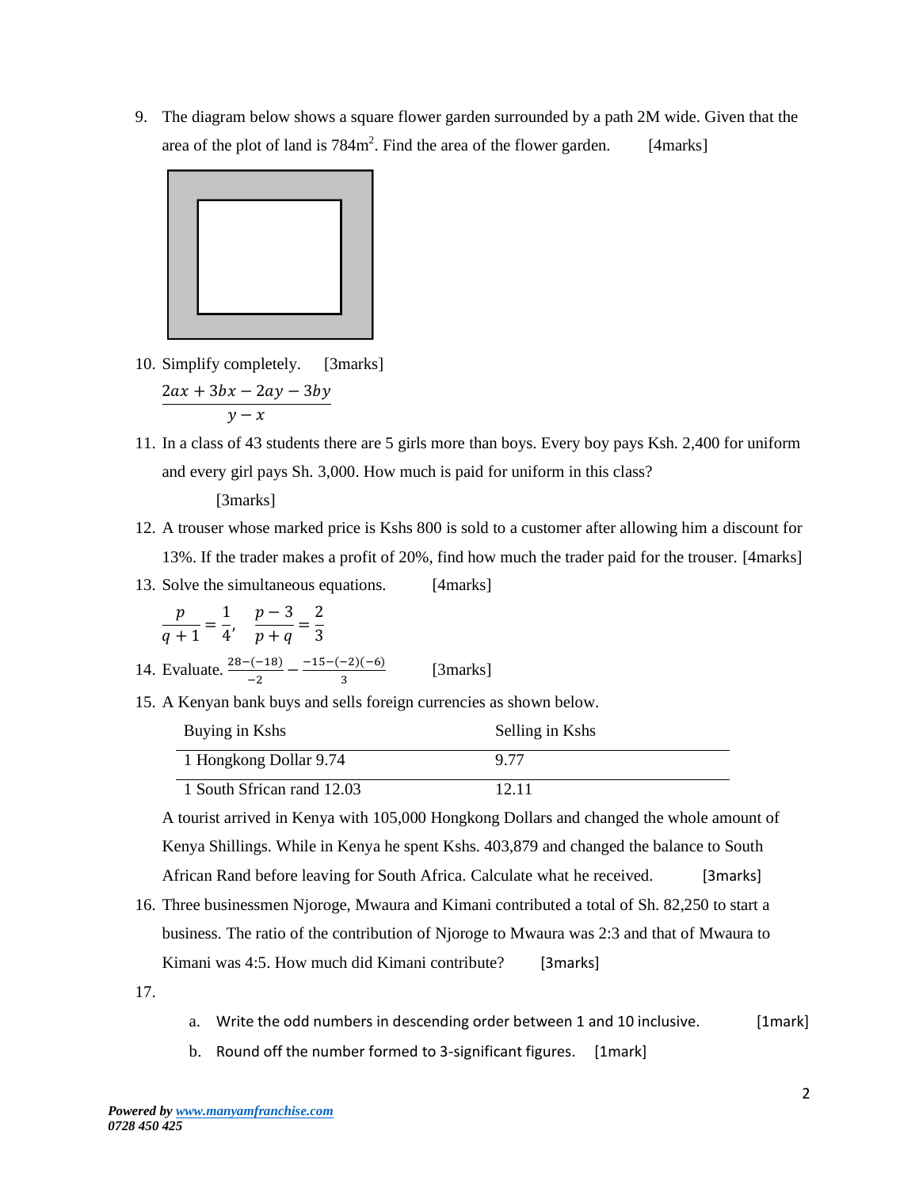9. The diagram below shows a square flower garden surrounded by a path 2M wide. Given that the area of the plot of land is $784m^2$. Find the area of the flower garden. [4marks]

10. Simplify completely. [3marks]

$$\frac{2ax + 3bx - 2ay - 3by}{y - x}$$

11. In a class of 43 students there are 5 girls more than boys. Every boy pays Ksh. 2,400 for uniform and every girl pays Sh. 3,000. How much is paid for uniform in this class? [3marks]

12. A trouser whose marked price is Kshs 800 is sold to a customer after allowing him a discount for 13%. If the trader makes a profit of 20%, find how much the trader paid for the trouser. [4marks]

13. Solve the simultaneous equations. [4marks]

$$\frac{p}{q+1} = \frac{1}{4}, \quad \frac{p-3}{p+q} = \frac{2}{3}$$

14. Evaluate. $\frac{28-(-18)}{-2} - \frac{-15-(-2)(-6)}{3}$ [3marks]

15. A Kenyan bank buys and sells foreign currencies as shown below.

| Buying in Kshs | Selling in Kshs |
|---|---|
| 1 Hongkong Dollar 9.74 | 9.77 |
| 1 South Sfrican rand 12.03 | 12.11 |

A tourist arrived in Kenya with 105,000 Hongkong Dollars and changed the whole amount of Kenya Shillings. While in Kenya he spent Kshs. 403,879 and changed the balance to South African Rand before leaving for South Africa. Calculate what he received. [3marks]

16. Three businessmen Njoroge, Mwaura and Kimani contributed a total of Sh. 82,250 to start a business. The ratio of the contribution of Njoroge to Mwaura was 2:3 and that of Mwaura to Kimani was 4:5. How much did Kimani contribute? [3marks]

17.
   a. Write the odd numbers in descending order between 1 and 10 inclusive. [1mark]
   b. Round off the number formed to 3-significant figures. [1mark]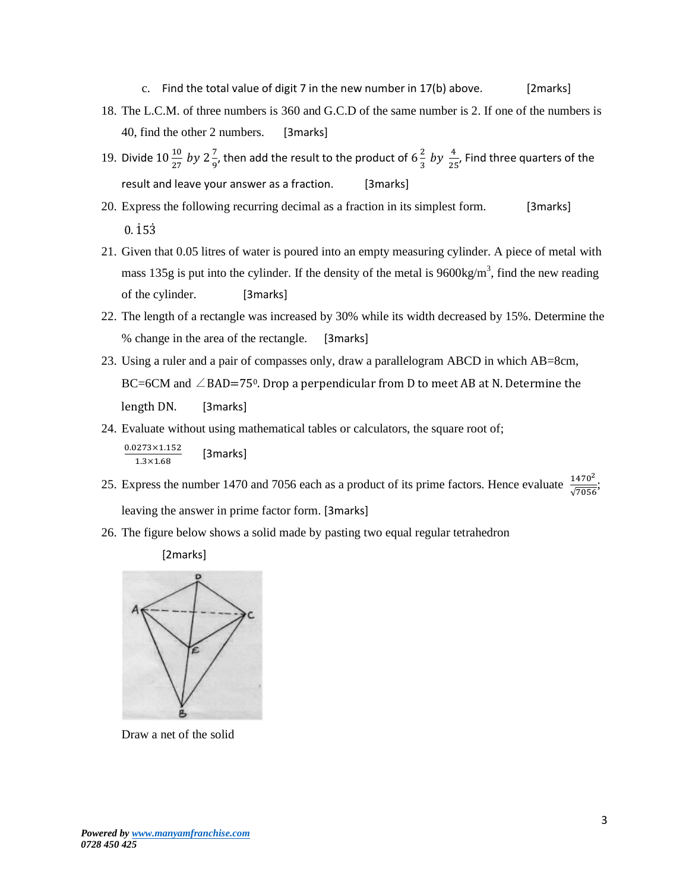c. Find the total value of digit 7 in the new number in 17(b) above. [2marks]

18. The L.C.M. of three numbers is 360 and G.C.D of the same number is 2. If one of the numbers is 40, find the other 2 numbers. [3marks]

19. Divide $10\frac{10}{27}$ $by$ $2\frac{7}{9}$, then add the result to the product of $6\frac{2}{3}$ $by$ $\frac{4}{25}$, Find three quarters of the result and leave your answer as a fraction. [3marks]

20. Express the following recurring decimal as a fraction in its simplest form. [3marks]

    $0.\dot{1}5\dot{3}$

21. Given that 0.05 litres of water is poured into an empty measuring cylinder. A piece of metal with mass 135g is put into the cylinder. If the density of the metal is $9600kg/m^3$, find the new reading of the cylinder. [3marks]

22. The length of a rectangle was increased by 30% while its width decreased by 15%. Determine the % change in the area of the rectangle. [3marks]

23. Using a ruler and a pair of compasses only, draw a parallelogram ABCD in which AB=8cm, BC=6CM and $\angle BAD = 75^0$. Drop a perpendicular from D to meet AB at N. Determine the length DN. [3marks]

24. Evaluate without using mathematical tables or calculators, the square root of;

    $\frac{0.0273 \times 1.152}{1.3 \times 1.68}$ [3marks]

25. Express the number 1470 and 7056 each as a product of its prime factors. Hence evaluate $\frac{1470^2}{\sqrt{7056}}$; leaving the answer in prime factor form. [3marks]

26. The figure below shows a solid made by pasting two equal regular tetrahedron

    [2marks]

    Draw a net of the solid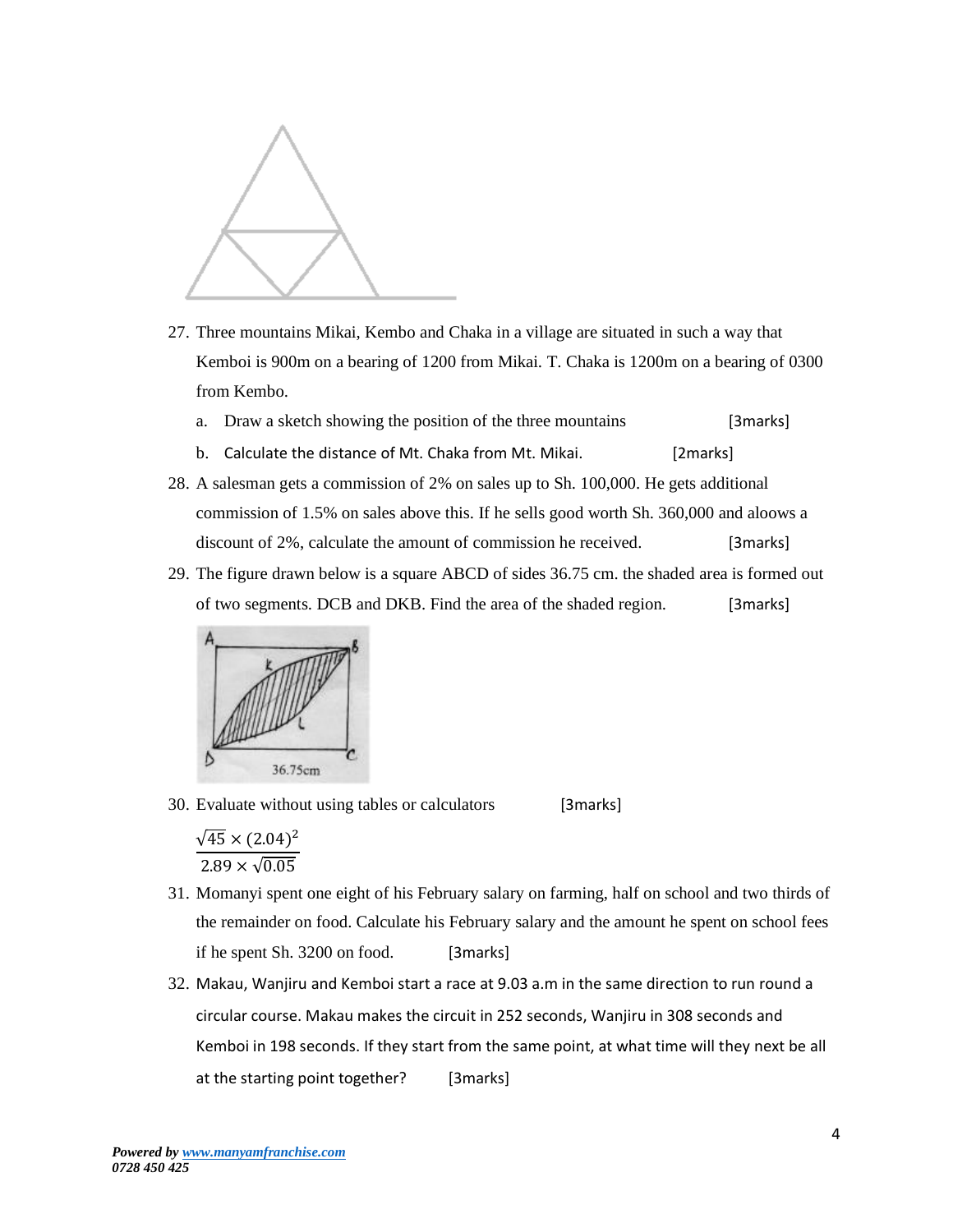27. Three mountains Mikai, Kembo and Chaka in a village are situated in such a way that Kemboi is 900m on a bearing of 1200 from Mikai. T. Chaka is 1200m on a bearing of 0300 from Kembo.

    a. Draw a sketch showing the position of the three mountains [3marks]

    b. Calculate the distance of Mt. Chaka from Mt. Mikai. [2marks]

28. A salesman gets a commission of 2% on sales up to Sh. 100,000. He gets additional commission of 1.5% on sales above this. If he sells good worth Sh. 360,000 and aloows a discount of 2%, calculate the amount of commission he received. [3marks]

29. The figure drawn below is a square ABCD of sides 36.75 cm. the shaded area is formed out of two segments. DCB and DKB. Find the area of the shaded region. [3marks]

    A B K L D C

    36.75cm

30. Evaluate without using tables or calculators [3marks]

$$\frac{\sqrt{45} \times (2.04)^2}{2.89 \times \sqrt{0.05}}$$

31. Momanyi spent one eight of his February salary on farming, half on school and two thirds of the remainder on food. Calculate his February salary and the amount he spent on school fees if he spent Sh. 3200 on food. [3marks]

32. Makau, Wanjiru and Kemboi start a race at 9.03 a.m in the same direction to run round a circular course. Makau makes the circuit in 252 seconds, Wanjiru in 308 seconds and Kemboi in 198 seconds. If they start from the same point, at what time will they next be all at the starting point together? [3marks]